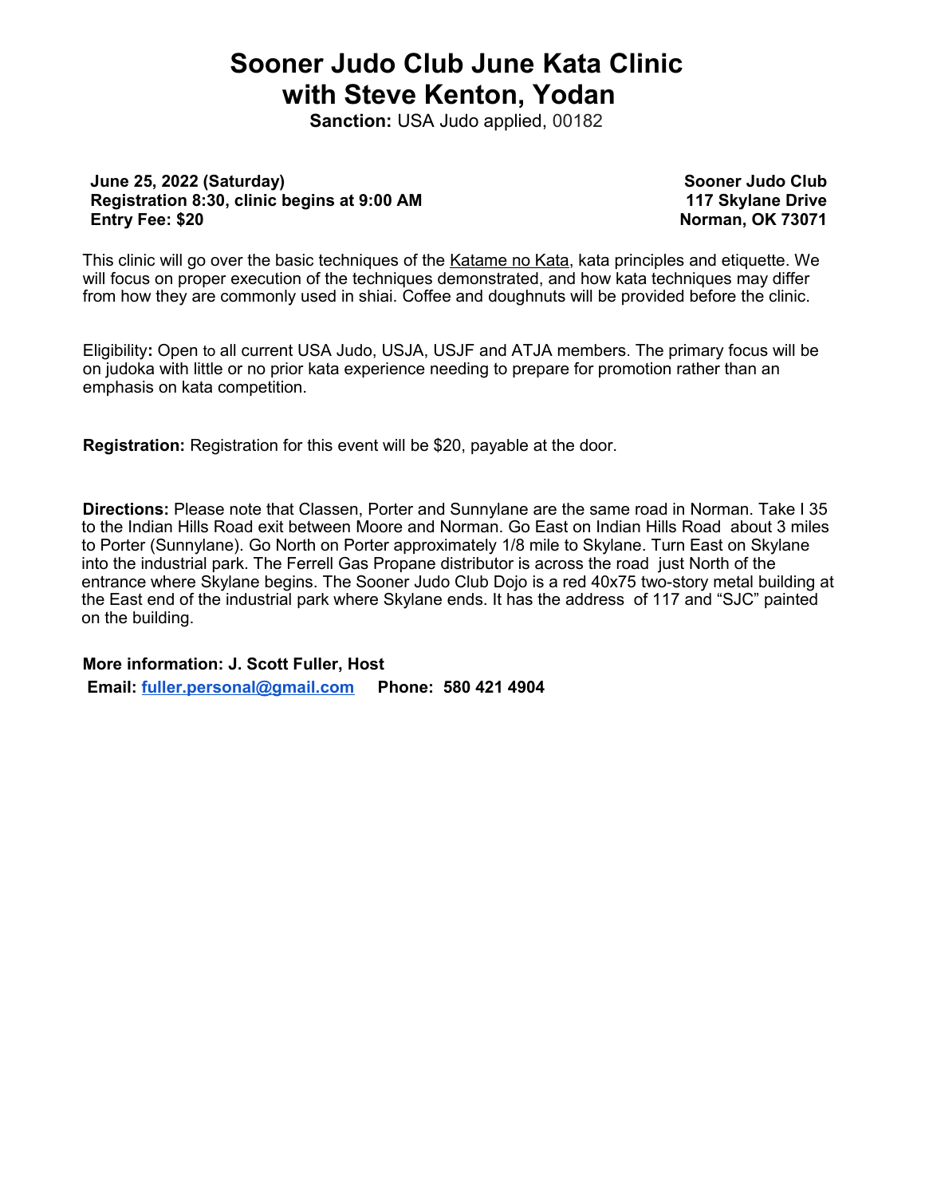# Sooner Judo Club June Kata Clinic with Steve Kenton, Yodan

**Sanction:** USA Judo applied, 00182

**June 25, 2022 (Saturday)**
**Registration 8:30, clinic begins at 9:00 AM**
**Entry Fee: $20**

**Sooner Judo Club**
**117 Skylane Drive**
**Norman, OK 73071**

This clinic will go over the basic techniques of the Katame no Kata, kata principles and etiquette. We will focus on proper execution of the techniques demonstrated, and how kata techniques may differ from how they are commonly used in shiai. Coffee and doughnuts will be provided before the clinic.

Eligibility**:** Open to all current USA Judo, USJA, USJF and ATJA members. The primary focus will be on judoka with little or no prior kata experience needing to prepare for promotion rather than an emphasis on kata competition.

**Registration:** Registration for this event will be $20, payable at the door.

**Directions:** Please note that Classen, Porter and Sunnylane are the same road in Norman. Take I 35 to the Indian Hills Road exit between Moore and Norman. Go East on Indian Hills Road about 3 miles to Porter (Sunnylane). Go North on Porter approximately 1/8 mile to Skylane. Turn East on Skylane into the industrial park. The Ferrell Gas Propane distributor is across the road just North of the entrance where Skylane begins. The Sooner Judo Club Dojo is a red 40x75 two-story metal building at the East end of the industrial park where Skylane ends. It has the address of 117 and "SJC" painted on the building.

**More information: J. Scott Fuller, Host**
**Email: fuller.personal@gmail.com Phone: 580 421 4904**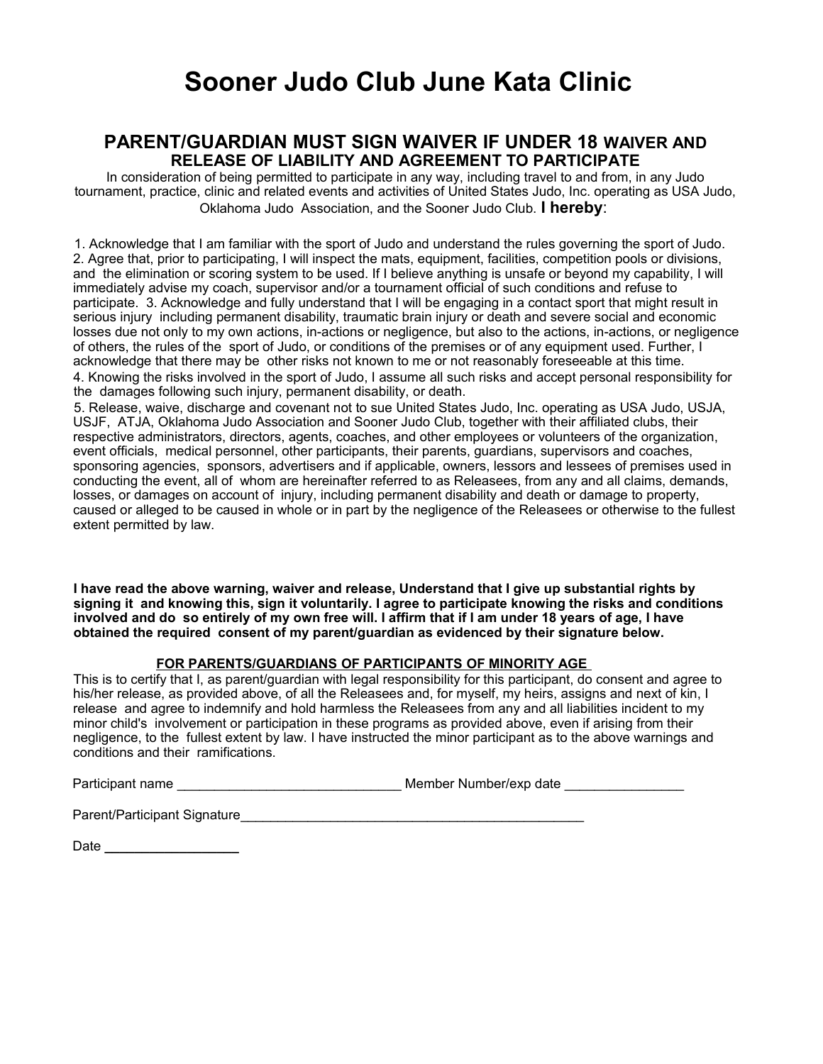# Sooner Judo Club June Kata Clinic

## PARENT/GUARDIAN MUST SIGN WAIVER IF UNDER 18 WAIVER AND RELEASE OF LIABILITY AND AGREEMENT TO PARTICIPATE

In consideration of being permitted to participate in any way, including travel to and from, in any Judo tournament, practice, clinic and related events and activities of United States Judo, Inc. operating as USA Judo, Oklahoma Judo Association, and the Sooner Judo Club. **I hereby**:

1. Acknowledge that I am familiar with the sport of Judo and understand the rules governing the sport of Judo.
2. Agree that, prior to participating, I will inspect the mats, equipment, facilities, competition pools or divisions, and the elimination or scoring system to be used. If I believe anything is unsafe or beyond my capability, I will immediately advise my coach, supervisor and/or a tournament official of such conditions and refuse to participate.
3. Acknowledge and fully understand that I will be engaging in a contact sport that might result in serious injury including permanent disability, traumatic brain injury or death and severe social and economic losses due not only to my own actions, in-actions or negligence, but also to the actions, in-actions, or negligence of others, the rules of the sport of Judo, or conditions of the premises or of any equipment used. Further, I acknowledge that there may be other risks not known to me or not reasonably foreseeable at this time.
4. Knowing the risks involved in the sport of Judo, I assume all such risks and accept personal responsibility for the damages following such injury, permanent disability, or death.
5. Release, waive, discharge and covenant not to sue United States Judo, Inc. operating as USA Judo, USJA, USJF, ATJA, Oklahoma Judo Association and Sooner Judo Club, together with their affiliated clubs, their respective administrators, directors, agents, coaches, and other employees or volunteers of the organization, event officials, medical personnel, other participants, their parents, guardians, supervisors and coaches, sponsoring agencies, sponsors, advertisers and if applicable, owners, lessors and lessees of premises used in conducting the event, all of whom are hereinafter referred to as Releasees, from any and all claims, demands, losses, or damages on account of injury, including permanent disability and death or damage to property, caused or alleged to be caused in whole or in part by the negligence of the Releasees or otherwise to the fullest extent permitted by law.

**I have read the above warning, waiver and release, Understand that I give up substantial rights by signing it and knowing this, sign it voluntarily. I agree to participate knowing the risks and conditions involved and do so entirely of my own free will. I affirm that if I am under 18 years of age, I have obtained the required consent of my parent/guardian as evidenced by their signature below.**

**FOR PARENTS/GUARDIANS OF PARTICIPANTS OF MINORITY AGE**

This is to certify that I, as parent/guardian with legal responsibility for this participant, do consent and agree to his/her release, as provided above, of all the Releasees and, for myself, my heirs, assigns and next of kin, I release and agree to indemnify and hold harmless the Releasees from any and all liabilities incident to my minor child's involvement or participation in these programs as provided above, even if arising from their negligence, to the fullest extent by law. I have instructed the minor participant as to the above warnings and conditions and their ramifications.

Participant name ______________________________ Member Number/exp date ________________

Parent/Participant Signature________________________________________________

Date __________________